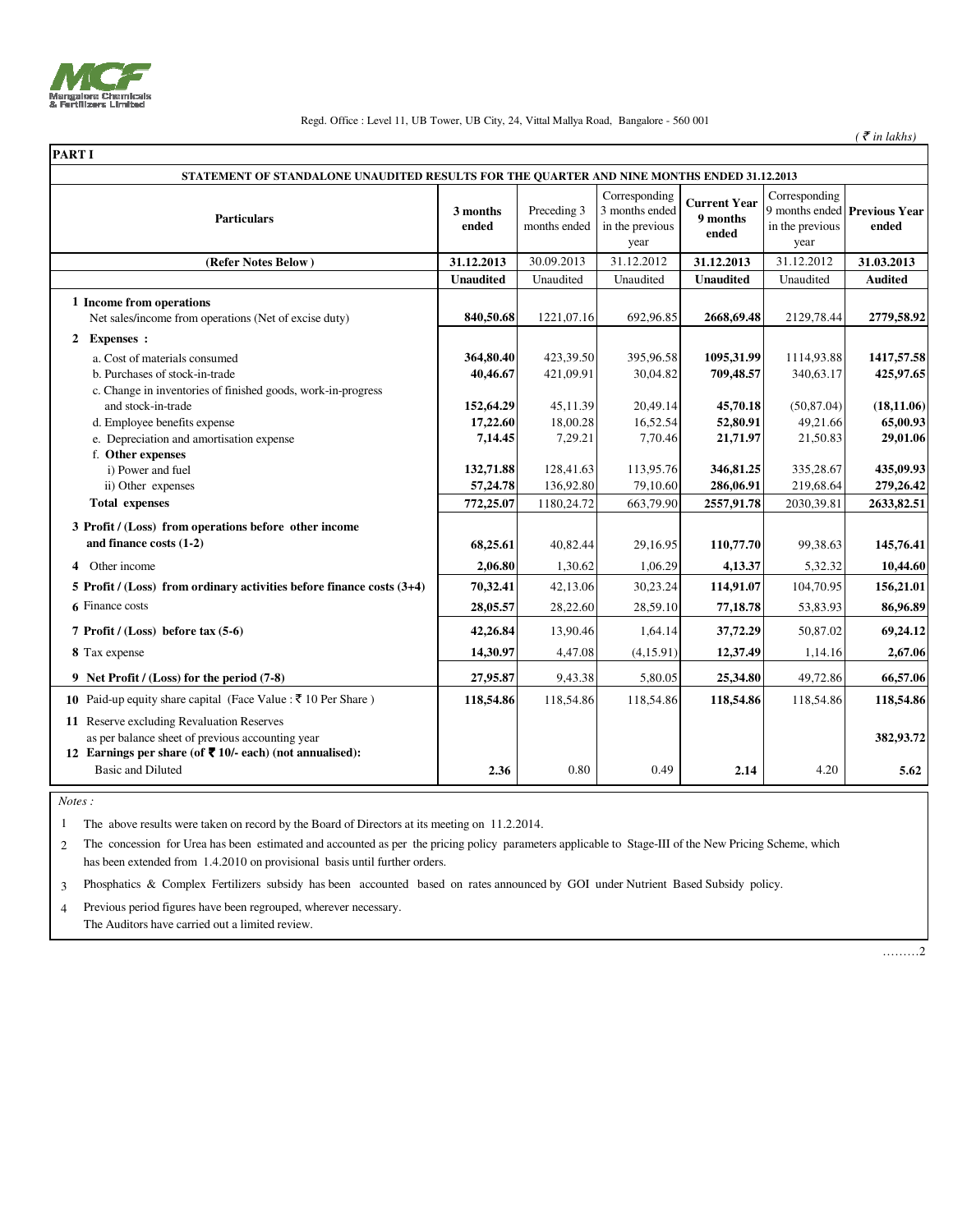Mangalore Chemicals & Fertilizers Limited

Regd. Office : Level 11, UB Tower, UB City, 24, Vittal Mallya Road, Bangalore - 560 001

*( ₹ in lakhs)*

**PART I**

**STATEMENT OF STANDALONE UNAUDITED RESULTS FOR THE QUARTER AND NINE MONTHS ENDED 31.12.2013**

| Particulars | 3 months ended | Preceding 3 months ended | Corresponding 3 months ended in the previous year | Current Year 9 months ended | Corresponding 9 months ended in the previous year | Previous Year ended |
|---|---|---|---|---|---|---|
| (Refer Notes Below ) | 31.12.2013 | 30.09.2013 | 31.12.2012 | 31.12.2013 | 31.12.2012 | 31.03.2013 |
| | Unaudited | Unaudited | Unaudited | Unaudited | Unaudited | Audited |
| **1 Income from operations** | | | | | | |
| Net sales/income from operations (Net of excise duty) | **840,50.68** | 1221,07.16 | 692,96.85 | **2668,69.48** | 2129,78.44 | **2779,58.92** |
| **2 Expenses :** | | | | | | |
| a. Cost of materials consumed | **364,80.40** | 423,39.50 | 395,96.58 | **1095,31.99** | 1114,93.88 | **1417,57.58** |
| b. Purchases of stock-in-trade | **40,46.67** | 421,09.91 | 30,04.82 | **709,48.57** | 340,63.17 | **425,97.65** |
| c. Change in inventories of finished goods, work-in-progress and stock-in-trade | **152,64.29** | 45,11.39 | 20,49.14 | **45,70.18** | (50,87.04) | **(18,11.06)** |
| d. Employee benefits expense | **17,22.60** | 18,00.28 | 16,52.54 | **52,80.91** | 49,21.66 | **65,00.93** |
| e. Depreciation and amortisation expense | **7,14.45** | 7,29.21 | 7,70.46 | **21,71.97** | 21,50.83 | **29,01.06** |
| **f. Other expenses** | | | | | | |
| i) Power and fuel | **132,71.88** | 128,41.63 | 113,95.76 | **346,81.25** | 335,28.67 | **435,09.93** |
| ii) Other expenses | **57,24.78** | 136,92.80 | 79,10.60 | **286,06.91** | 219,68.64 | **279,26.42** |
| **Total expenses** | **772,25.07** | 1180,24.72 | 663,79.90 | **2557,91.78** | 2030,39.81 | **2633,82.51** |
| **3 Profit / (Loss) from operations before other income and finance costs (1-2)** | **68,25.61** | 40,82.44 | 29,16.95 | **110,77.70** | 99,38.63 | **145,76.41** |
| 4 Other income | **2,06.80** | 1,30.62 | 1,06.29 | **4,13.37** | 5,32.32 | **10,44.60** |
| **5 Profit / (Loss) from ordinary activities before finance costs (3+4)** | **70,32.41** | 42,13.06 | 30,23.24 | **114,91.07** | 104,70.95 | **156,21.01** |
| 6 Finance costs | **28,05.57** | 28,22.60 | 28,59.10 | **77,18.78** | 53,83.93 | **86,96.89** |
| **7 Profit / (Loss) before tax (5-6)** | **42,26.84** | 13,90.46 | 1,64.14 | **37,72.29** | 50,87.02 | **69,24.12** |
| 8 Tax expense | **14,30.97** | 4,47.08 | (4,15.91) | **12,37.49** | 1,14.16 | **2,67.06** |
| **9 Net Profit / (Loss) for the period (7-8)** | **27,95.87** | 9,43.38 | 5,80.05 | **25,34.80** | 49,72.86 | **66,57.06** |
| **10** Paid-up equity share capital (Face Value : ₹ 10 Per Share ) | **118,54.86** | 118,54.86 | 118,54.86 | **118,54.86** | 118,54.86 | **118,54.86** |
| **11** Reserve excluding Revaluation Reserves as per balance sheet of previous accounting year | | | | | | **382,93.72** |
| **12 Earnings per share (of ₹ 10/- each) (not annualised):** | | | | | | |
| Basic and Diluted | **2.36** | 0.80 | 0.49 | **2.14** | 4.20 | **5.62** |

*Notes :*

1. The above results were taken on record by the Board of Directors at its meeting on 11.2.2014.
2. The concession for Urea has been estimated and accounted as per the pricing policy parameters applicable to Stage-III of the New Pricing Scheme, which has been extended from 1.4.2010 on provisional basis until further orders.
3. Phosphatics & Complex Fertilizers subsidy has been accounted based on rates announced by GOI under Nutrient Based Subsidy policy.
4. Previous period figures have been regrouped, wherever necessary.
   The Auditors have carried out a limited review.

………2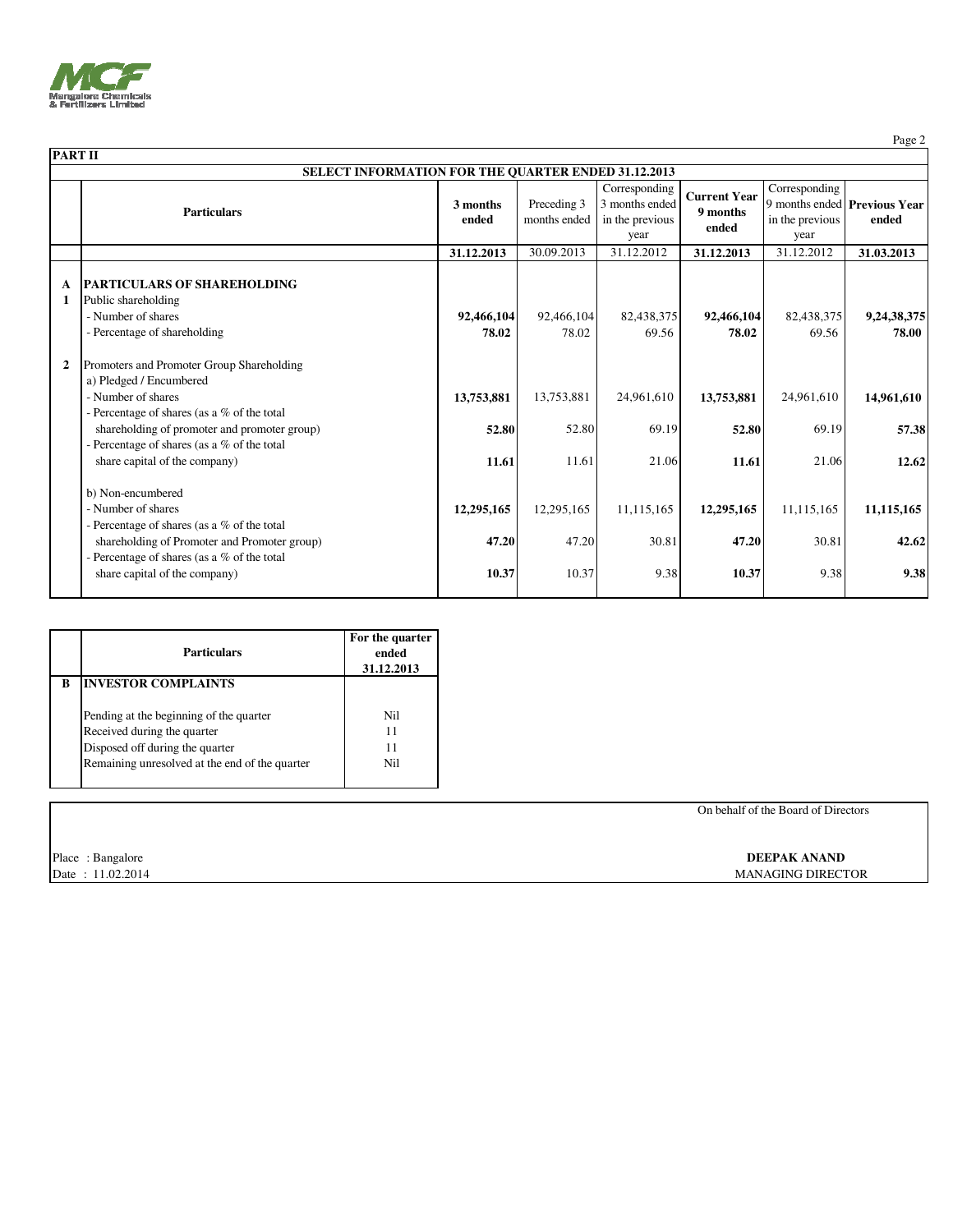## PART II

### SELECT INFORMATION FOR THE QUARTER ENDED 31.12.2013

| | Particulars | 3 months ended | Preceding 3 months ended | Corresponding 3 months ended in the previous year | Current Year 9 months ended | Corresponding 9 months ended in the previous year | Previous Year ended |
|---|---|---|---|---|---|---|---|
| | | **31.12.2013** | 30.09.2013 | 31.12.2012 | **31.12.2013** | 31.12.2012 | **31.03.2013** |
| **A** | **PARTICULARS OF SHAREHOLDING** | | | | | | |
| **1** | Public shareholding | | | | | | |
| | - Number of shares | **92,466,104** | 92,466,104 | 82,438,375 | **92,466,104** | 82,438,375 | **9,24,38,375** |
| | - Percentage of shareholding | **78.02** | 78.02 | 69.56 | **78.02** | 69.56 | **78.00** |
| **2** | Promoters and Promoter Group Shareholding | | | | | | |
| | a) Pledged / Encumbered | | | | | | |
| | - Number of shares | **13,753,881** | 13,753,881 | 24,961,610 | **13,753,881** | 24,961,610 | **14,961,610** |
| | - Percentage of shares (as a % of the total shareholding of promoter and promoter group) | **52.80** | 52.80 | 69.19 | **52.80** | 69.19 | **57.38** |
| | - Percentage of shares (as a % of the total share capital of the company) | **11.61** | 11.61 | 21.06 | **11.61** | 21.06 | **12.62** |
| | b) Non-encumbered | | | | | | |
| | - Number of shares | **12,295,165** | 12,295,165 | 11,115,165 | **12,295,165** | 11,115,165 | **11,115,165** |
| | - Percentage of shares (as a % of the total shareholding of Promoter and Promoter group) | **47.20** | 47.20 | 30.81 | **47.20** | 30.81 | **42.62** |
| | - Percentage of shares (as a % of the total share capital of the company) | **10.37** | 10.37 | 9.38 | **10.37** | 9.38 | **9.38** |

| | Particulars | For the quarter ended 31.12.2013 |
|---|---|---|
| **B** | **INVESTOR COMPLAINTS** | |
| | Pending at the beginning of the quarter | Nil |
| | Received during the quarter | 11 |
| | Disposed off during the quarter | 11 |
| | Remaining unresolved at the end of the quarter | Nil |

On behalf of the Board of Directors

Place : Bangalore
Date : 11.02.2014

**DEEPAK ANAND**
MANAGING DIRECTOR